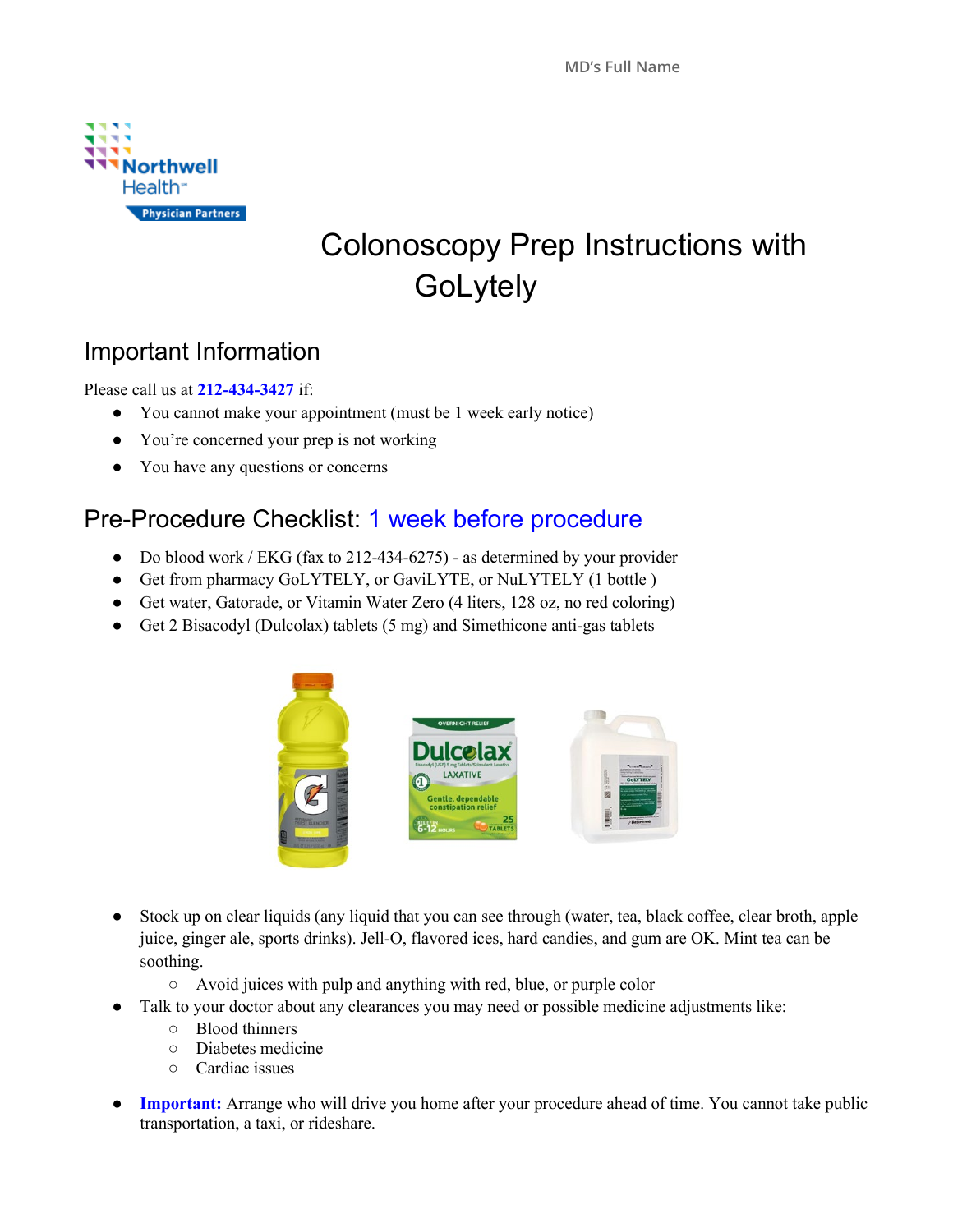MD's Full Name

Northwell Health
Physician Partners

# Colonoscopy Prep Instructions with GoLytely

## Important Information

Please call us at **212-434-3427** if:

- You cannot make your appointment (must be 1 week early notice)
- You're concerned your prep is not working
- You have any questions or concerns

## Pre-Procedure Checklist: 1 week before procedure

- Do blood work / EKG (fax to 212-434-6275) - as determined by your provider
- Get from pharmacy GoLYTELY, or GaviLYTE, or NuLYTELY (1 bottle )
- Get water, Gatorade, or Vitamin Water Zero (4 liters, 128 oz, no red coloring)
- Get 2 Bisacodyl (Dulcolax) tablets (5 mg) and Simethicone anti-gas tablets

- Stock up on clear liquids (any liquid that you can see through (water, tea, black coffee, clear broth, apple juice, ginger ale, sports drinks). Jell-O, flavored ices, hard candies, and gum are OK. Mint tea can be soothing.
  - Avoid juices with pulp and anything with red, blue, or purple color
- Talk to your doctor about any clearances you may need or possible medicine adjustments like:
  - Blood thinners
  - Diabetes medicine
  - Cardiac issues
- **Important:** Arrange who will drive you home after your procedure ahead of time. You cannot take public transportation, a taxi, or rideshare.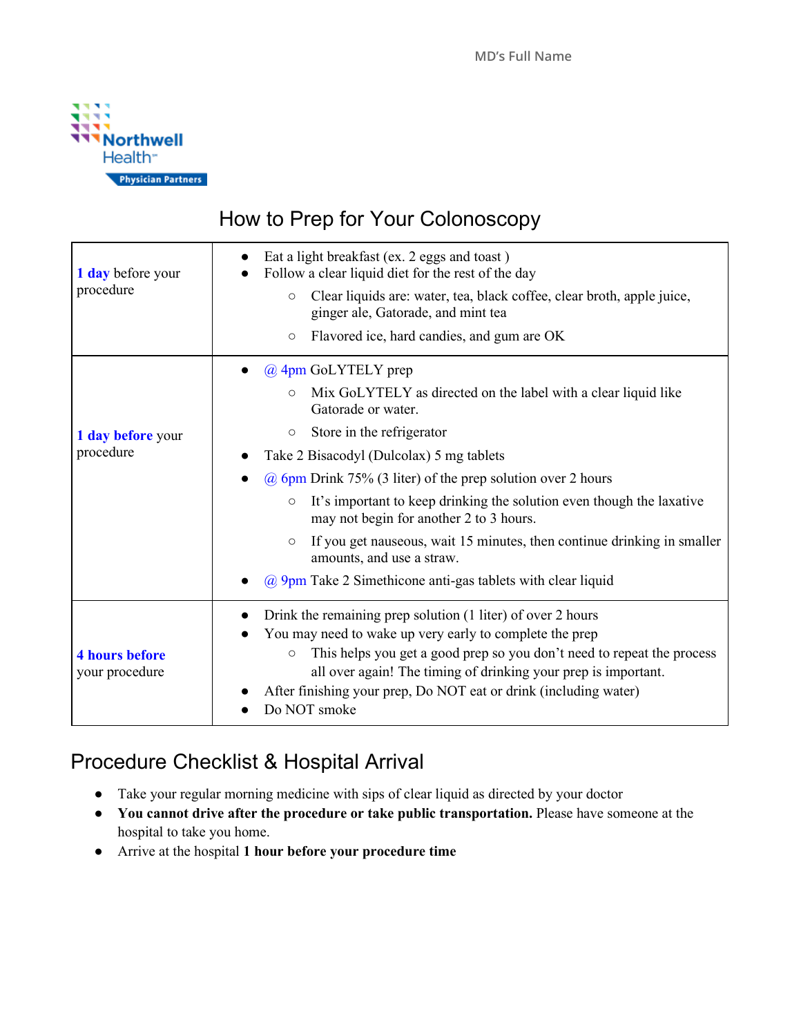MD's Full Name

Northwell Health
Physician Partners

# How to Prep for Your Colonoscopy

| | |
|---|---|
| **1 day** before your procedure | • Eat a light breakfast (ex. 2 eggs and toast )<br>• Follow a clear liquid diet for the rest of the day<br>  ○ Clear liquids are: water, tea, black coffee, clear broth, apple juice, ginger ale, Gatorade, and mint tea<br>  ○ Flavored ice, hard candies, and gum are OK |
| **1 day before** your procedure | • @ 4pm GoLYTELY prep<br>  ○ Mix GoLYTELY as directed on the label with a clear liquid like Gatorade or water.<br>  ○ Store in the refrigerator<br>• Take 2 Bisacodyl (Dulcolax) 5 mg tablets<br>• @ 6pm Drink 75% (3 liter) of the prep solution over 2 hours<br>  ○ It's important to keep drinking the solution even though the laxative may not begin for another 2 to 3 hours.<br>  ○ If you get nauseous, wait 15 minutes, then continue drinking in smaller amounts, and use a straw.<br>• @ 9pm Take 2 Simethicone anti-gas tablets with clear liquid |
| **4 hours before** your procedure | • Drink the remaining prep solution (1 liter) of over 2 hours<br>• You may need to wake up very early to complete the prep<br>  ○ This helps you get a good prep so you don't need to repeat the process all over again! The timing of drinking your prep is important.<br>• After finishing your prep, Do NOT eat or drink (including water)<br>• Do NOT smoke |

## Procedure Checklist & Hospital Arrival

- Take your regular morning medicine with sips of clear liquid as directed by your doctor
- **You cannot drive after the procedure or take public transportation.** Please have someone at the hospital to take you home.
- Arrive at the hospital **1 hour before your procedure time**